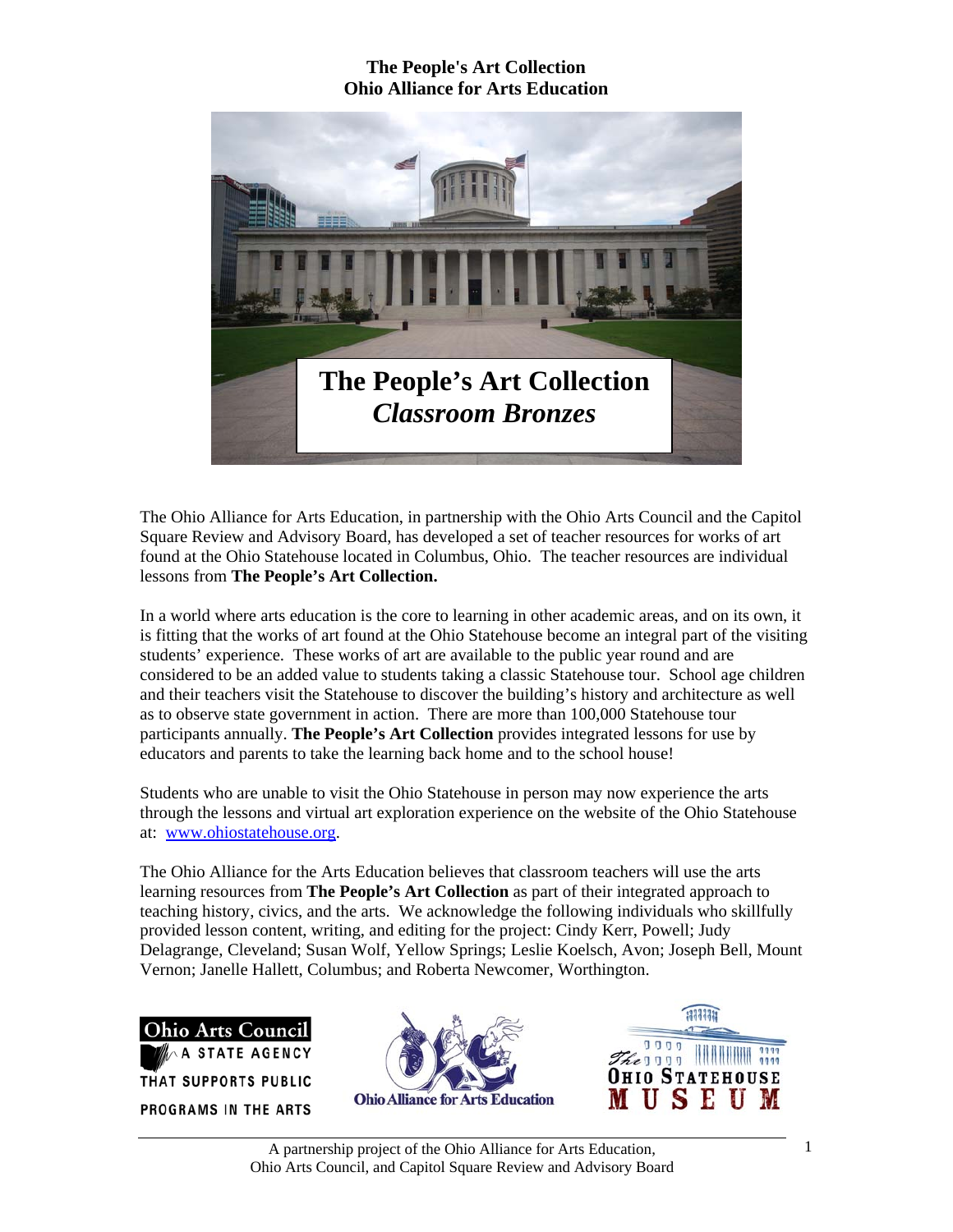**The People's Art Collection**
**Ohio Alliance for Arts Education**

# The People's Art Collection
## *Classroom Bronzes*

The Ohio Alliance for Arts Education, in partnership with the Ohio Arts Council and the Capitol Square Review and Advisory Board, has developed a set of teacher resources for works of art found at the Ohio Statehouse located in Columbus, Ohio. The teacher resources are individual lessons from **The People's Art Collection.**

In a world where arts education is the core to learning in other academic areas, and on its own, it is fitting that the works of art found at the Ohio Statehouse become an integral part of the visiting students' experience. These works of art are available to the public year round and are considered to be an added value to students taking a classic Statehouse tour. School age children and their teachers visit the Statehouse to discover the building's history and architecture as well as to observe state government in action. There are more than 100,000 Statehouse tour participants annually. **The People's Art Collection** provides integrated lessons for use by educators and parents to take the learning back home and to the school house!

Students who are unable to visit the Ohio Statehouse in person may now experience the arts through the lessons and virtual art exploration experience on the website of the Ohio Statehouse at: [www.ohiostatehouse.org](http://www.ohiostatehouse.org).

The Ohio Alliance for the Arts Education believes that classroom teachers will use the arts learning resources from **The People's Art Collection** as part of their integrated approach to teaching history, civics, and the arts. We acknowledge the following individuals who skillfully provided lesson content, writing, and editing for the project: Cindy Kerr, Powell; Judy Delagrange, Cleveland; Susan Wolf, Yellow Springs; Leslie Koelsch, Avon; Joseph Bell, Mount Vernon; Janelle Hallett, Columbus; and Roberta Newcomer, Worthington.

Ohio Arts Council — A State Agency That Supports Public Programs in the Arts

Ohio Alliance for Arts Education

The Ohio Statehouse Museum

A partnership project of the Ohio Alliance for Arts Education, Ohio Arts Council, and Capitol Square Review and Advisory Board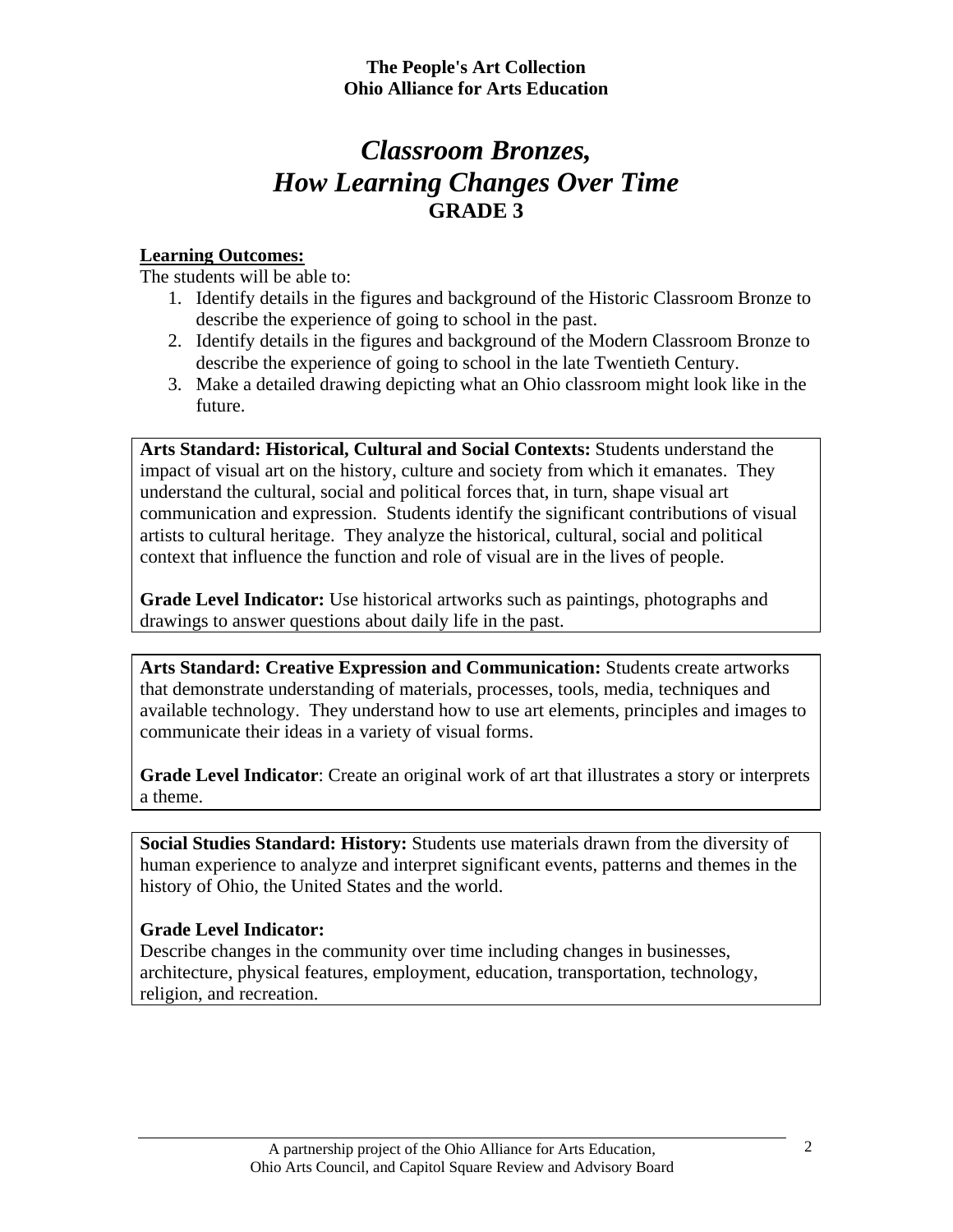**The People's Art Collection**
**Ohio Alliance for Arts Education**

# *Classroom Bronzes, How Learning Changes Over Time*

## GRADE 3

**Learning Outcomes:**

The students will be able to:

1. Identify details in the figures and background of the Historic Classroom Bronze to describe the experience of going to school in the past.
2. Identify details in the figures and background of the Modern Classroom Bronze to describe the experience of going to school in the late Twentieth Century.
3. Make a detailed drawing depicting what an Ohio classroom might look like in the future.

**Arts Standard: Historical, Cultural and Social Contexts:** Students understand the impact of visual art on the history, culture and society from which it emanates. They understand the cultural, social and political forces that, in turn, shape visual art communication and expression. Students identify the significant contributions of visual artists to cultural heritage. They analyze the historical, cultural, social and political context that influence the function and role of visual are in the lives of people.

**Grade Level Indicator:** Use historical artworks such as paintings, photographs and drawings to answer questions about daily life in the past.

**Arts Standard: Creative Expression and Communication:** Students create artworks that demonstrate understanding of materials, processes, tools, media, techniques and available technology. They understand how to use art elements, principles and images to communicate their ideas in a variety of visual forms.

**Grade Level Indicator**: Create an original work of art that illustrates a story or interprets a theme.

**Social Studies Standard: History:** Students use materials drawn from the diversity of human experience to analyze and interpret significant events, patterns and themes in the history of Ohio, the United States and the world.

**Grade Level Indicator:**
Describe changes in the community over time including changes in businesses, architecture, physical features, employment, education, transportation, technology, religion, and recreation.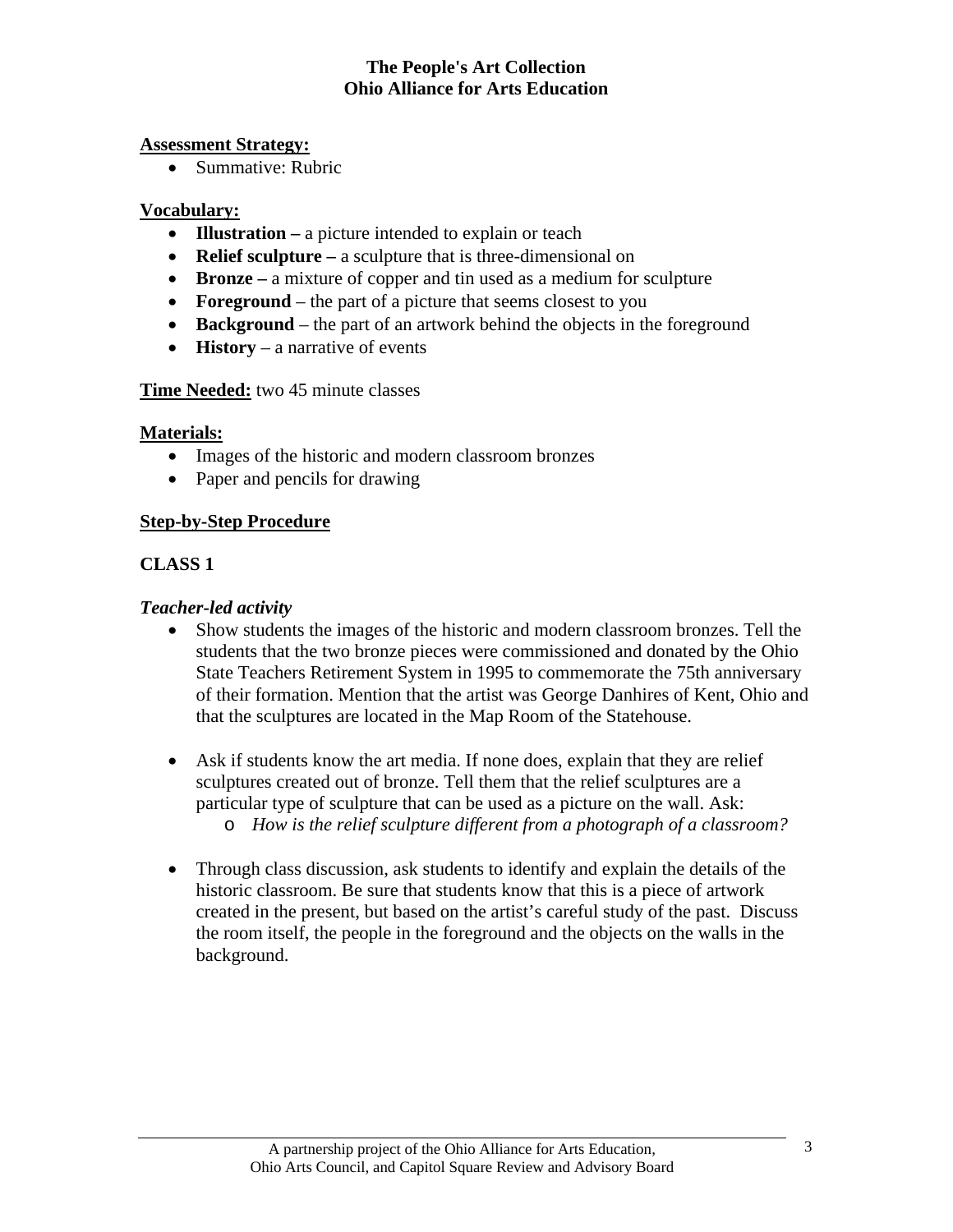**Assessment Strategy:**

- Summative: Rubric

**Vocabulary:**

- **Illustration –** a picture intended to explain or teach
- **Relief sculpture –** a sculpture that is three-dimensional on
- **Bronze –** a mixture of copper and tin used as a medium for sculpture
- **Foreground** – the part of a picture that seems closest to you
- **Background** – the part of an artwork behind the objects in the foreground
- **History** – a narrative of events

**Time Needed:** two 45 minute classes

**Materials:**

- Images of the historic and modern classroom bronzes
- Paper and pencils for drawing

## Step-by-Step Procedure

### CLASS 1

***Teacher-led activity***

- Show students the images of the historic and modern classroom bronzes. Tell the students that the two bronze pieces were commissioned and donated by the Ohio State Teachers Retirement System in 1995 to commemorate the 75th anniversary of their formation. Mention that the artist was George Danhires of Kent, Ohio and that the sculptures are located in the Map Room of the Statehouse.

- Ask if students know the art media. If none does, explain that they are relief sculptures created out of bronze. Tell them that the relief sculptures are a particular type of sculpture that can be used as a picture on the wall. Ask:
  - *How is the relief sculpture different from a photograph of a classroom?*

- Through class discussion, ask students to identify and explain the details of the historic classroom. Be sure that students know that this is a piece of artwork created in the present, but based on the artist's careful study of the past. Discuss the room itself, the people in the foreground and the objects on the walls in the background.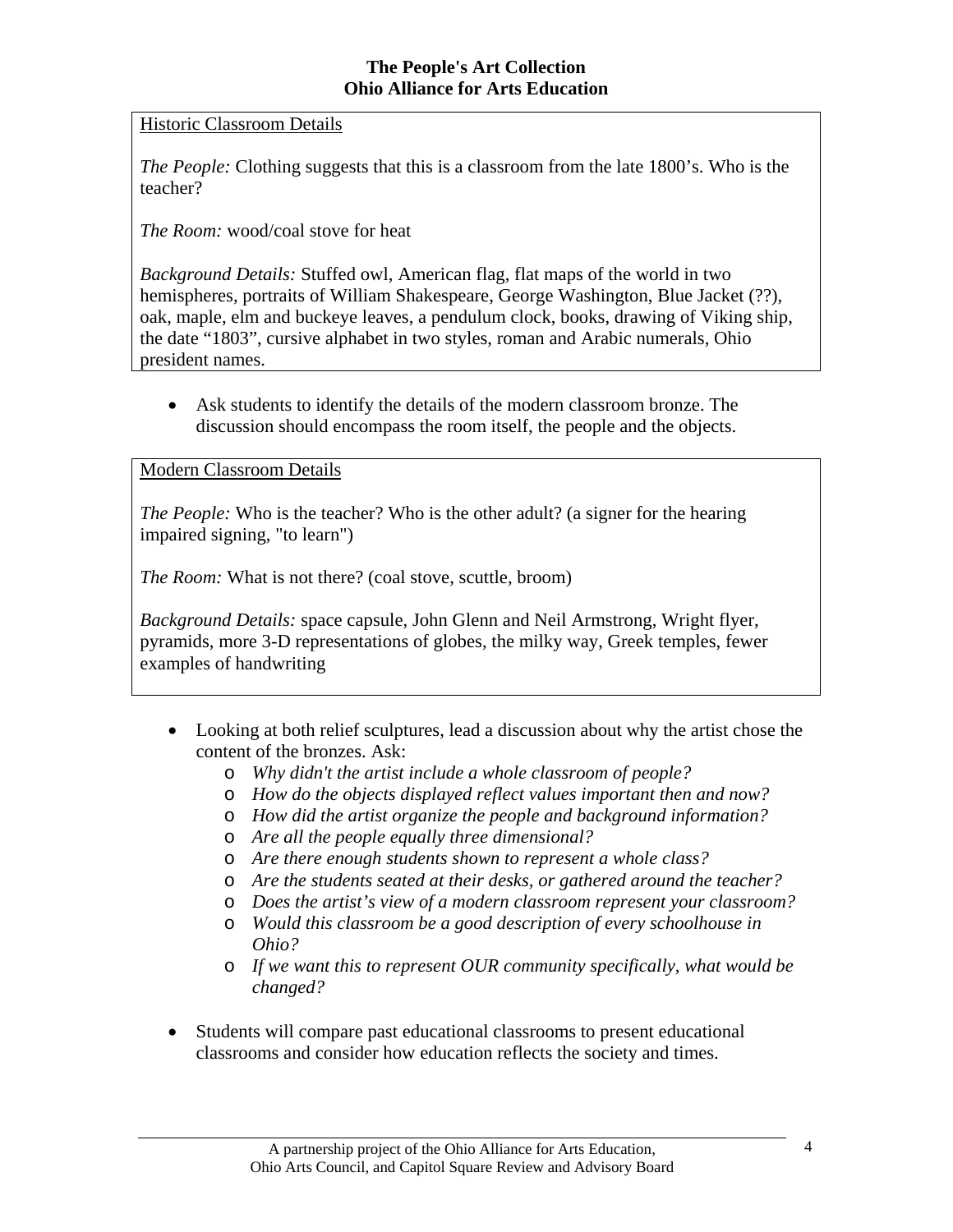Historic Classroom Details

*The People:* Clothing suggests that this is a classroom from the late 1800's. Who is the teacher?

*The Room:* wood/coal stove for heat

*Background Details:* Stuffed owl, American flag, flat maps of the world in two hemispheres, portraits of William Shakespeare, George Washington, Blue Jacket (??), oak, maple, elm and buckeye leaves, a pendulum clock, books, drawing of Viking ship, the date "1803", cursive alphabet in two styles, roman and Arabic numerals, Ohio president names.

- Ask students to identify the details of the modern classroom bronze. The discussion should encompass the room itself, the people and the objects.

Modern Classroom Details

*The People:* Who is the teacher? Who is the other adult? (a signer for the hearing impaired signing, "to learn")

*The Room:* What is not there? (coal stove, scuttle, broom)

*Background Details:* space capsule, John Glenn and Neil Armstrong, Wright flyer, pyramids, more 3-D representations of globes, the milky way, Greek temples, fewer examples of handwriting

- Looking at both relief sculptures, lead a discussion about why the artist chose the content of the bronzes. Ask:
    - *Why didn't the artist include a whole classroom of people?*
    - *How do the objects displayed reflect values important then and now?*
    - *How did the artist organize the people and background information?*
    - *Are all the people equally three dimensional?*
    - *Are there enough students shown to represent a whole class?*
    - *Are the students seated at their desks, or gathered around the teacher?*
    - *Does the artist's view of a modern classroom represent your classroom?*
    - *Would this classroom be a good description of every schoolhouse in Ohio?*
    - *If we want this to represent OUR community specifically, what would be changed?*

- Students will compare past educational classrooms to present educational classrooms and consider how education reflects the society and times.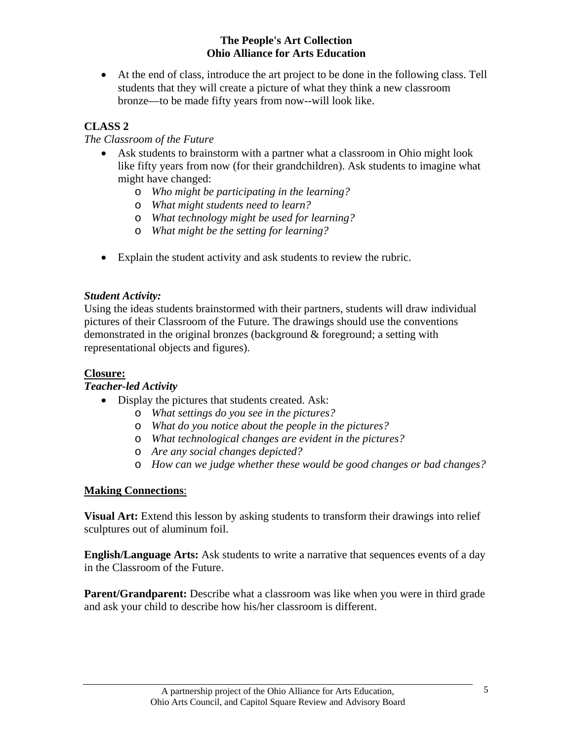- At the end of class, introduce the art project to be done in the following class. Tell students that they will create a picture of what they think a new classroom bronze—to be made fifty years from now--will look like.

**CLASS 2**

*The Classroom of the Future*

- Ask students to brainstorm with a partner what a classroom in Ohio might look like fifty years from now (for their grandchildren). Ask students to imagine what might have changed:
  - *Who might be participating in the learning?*
  - *What might students need to learn?*
  - *What technology might be used for learning?*
  - *What might be the setting for learning?*

- Explain the student activity and ask students to review the rubric.

***Student Activity:***

Using the ideas students brainstormed with their partners, students will draw individual pictures of their Classroom of the Future. The drawings should use the conventions demonstrated in the original bronzes (background & foreground; a setting with representational objects and figures).

**Closure:**

***Teacher-led Activity***

- Display the pictures that students created. Ask:
  - *What settings do you see in the pictures?*
  - *What do you notice about the people in the pictures?*
  - *What technological changes are evident in the pictures?*
  - *Are any social changes depicted?*
  - *How can we judge whether these would be good changes or bad changes?*

**Making Connections**:

**Visual Art:** Extend this lesson by asking students to transform their drawings into relief sculptures out of aluminum foil.

**English/Language Arts:** Ask students to write a narrative that sequences events of a day in the Classroom of the Future.

**Parent/Grandparent:** Describe what a classroom was like when you were in third grade and ask your child to describe how his/her classroom is different.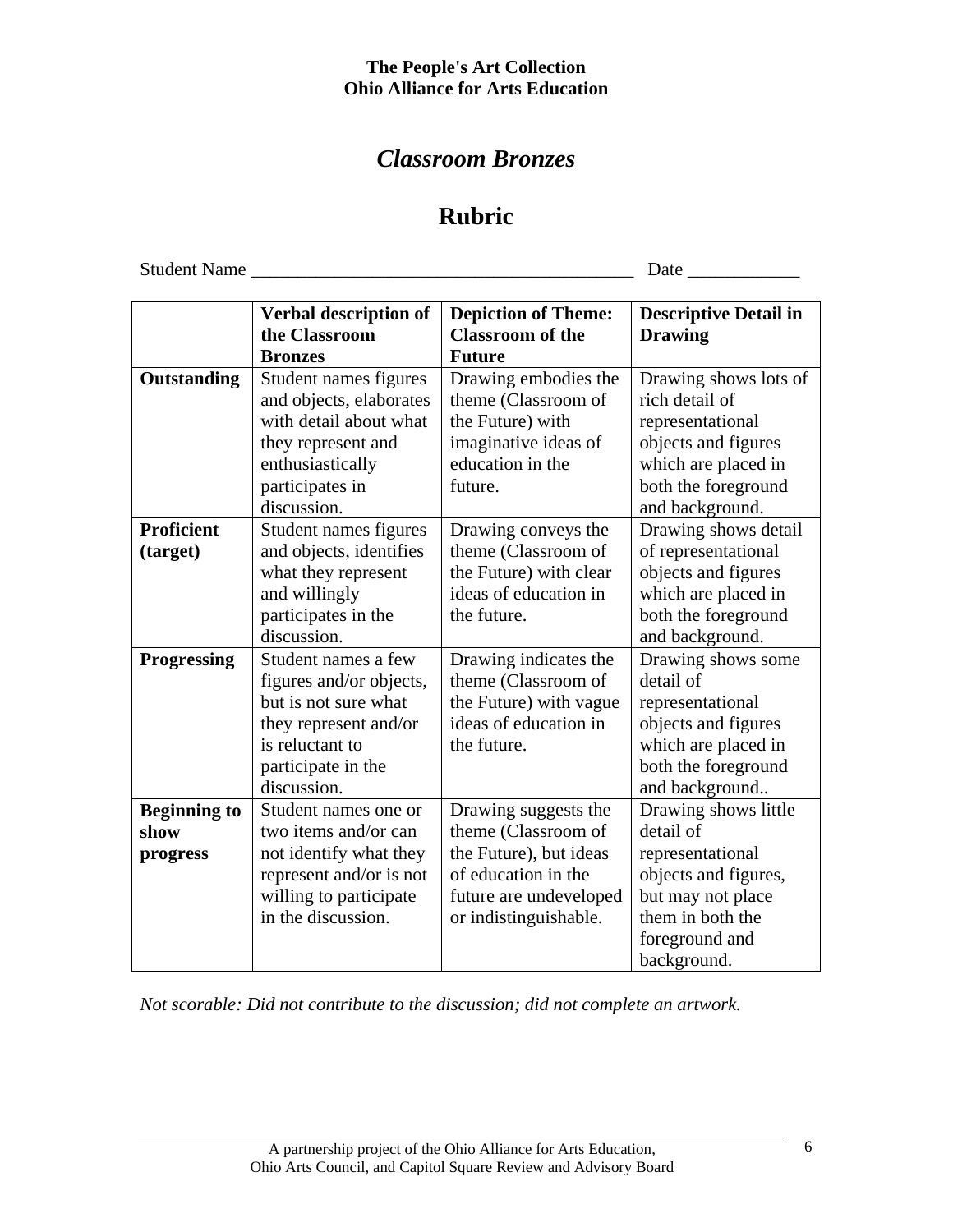**The People's Art Collection**
**Ohio Alliance for Arts Education**

# *Classroom Bronzes*

# Rubric

Student Name ________________________________________ Date ____________

| | Verbal description of the Classroom Bronzes | Depiction of Theme: Classroom of the Future | Descriptive Detail in Drawing |
|---|---|---|---|
| **Outstanding** | Student names figures and objects, elaborates with detail about what they represent and enthusiastically participates in discussion. | Drawing embodies the theme (Classroom of the Future) with imaginative ideas of education in the future. | Drawing shows lots of rich detail of representational objects and figures which are placed in both the foreground and background. |
| **Proficient (target)** | Student names figures and objects, identifies what they represent and willingly participates in the discussion. | Drawing conveys the theme (Classroom of the Future) with clear ideas of education in the future. | Drawing shows detail of representational objects and figures which are placed in both the foreground and background. |
| **Progressing** | Student names a few figures and/or objects, but is not sure what they represent and/or is reluctant to participate in the discussion. | Drawing indicates the theme (Classroom of the Future) with vague ideas of education in the future. | Drawing shows some detail of representational objects and figures which are placed in both the foreground and background.. |
| **Beginning to show progress** | Student names one or two items and/or can not identify what they represent and/or is not willing to participate in the discussion. | Drawing suggests the theme (Classroom of the Future), but ideas of education in the future are undeveloped or indistinguishable. | Drawing shows little detail of representational objects and figures, but may not place them in both the foreground and background. |

*Not scorable: Did not contribute to the discussion; did not complete an artwork.*

A partnership project of the Ohio Alliance for Arts Education, Ohio Arts Council, and Capitol Square Review and Advisory Board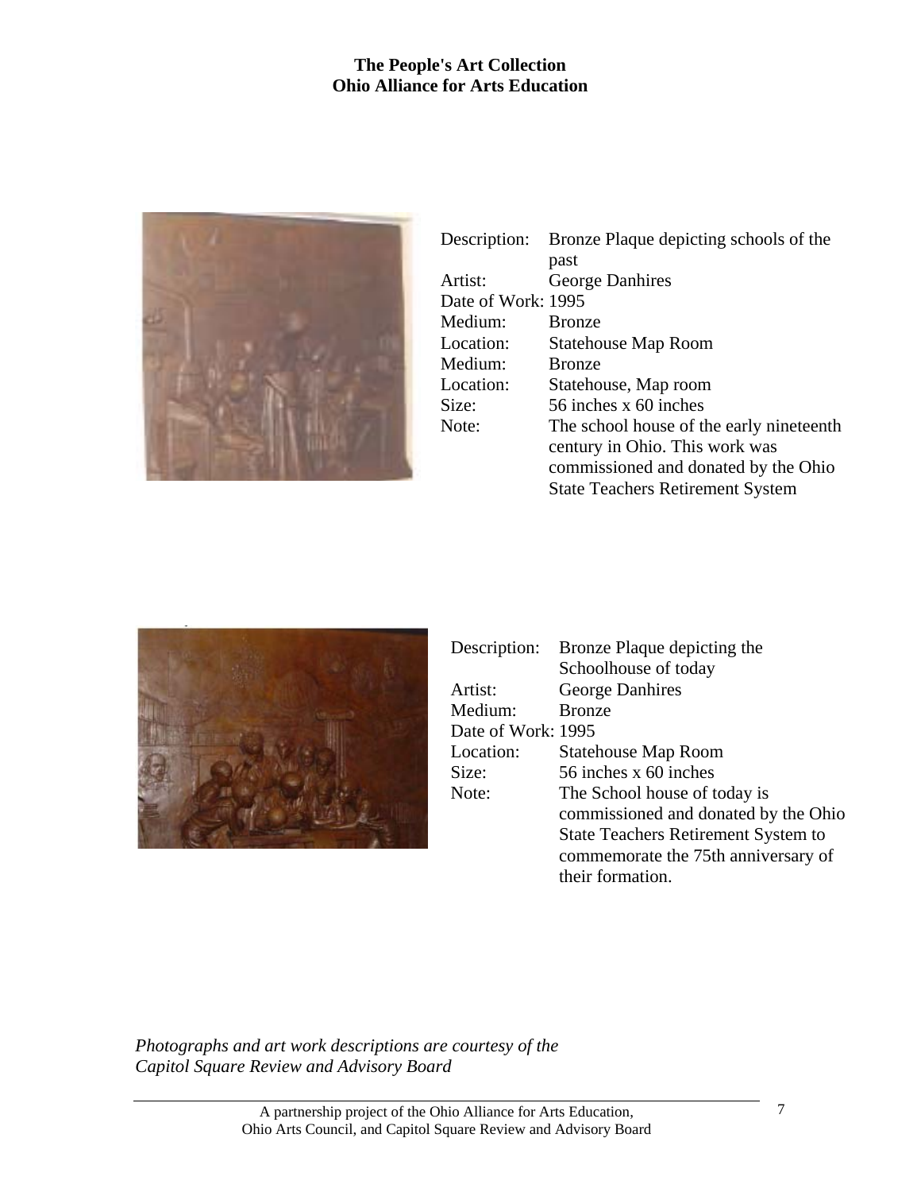| | |
|---|---|
| Description: | Bronze Plaque depicting schools of the past |
| Artist: | George Danhires |
| Date of Work: | 1995 |
| Medium: | Bronze |
| Location: | Statehouse Map Room |
| Medium: | Bronze |
| Location: | Statehouse, Map room |
| Size: | 56 inches x 60 inches |
| Note: | The school house of the early nineteenth century in Ohio. This work was commissioned and donated by the Ohio State Teachers Retirement System |

| | |
|---|---|
| Description: | Bronze Plaque depicting the Schoolhouse of today |
| Artist: | George Danhires |
| Medium: | Bronze |
| Date of Work: | 1995 |
| Location: | Statehouse Map Room |
| Size: | 56 inches x 60 inches |
| Note: | The School house of today is commissioned and donated by the Ohio State Teachers Retirement System to commemorate the 75th anniversary of their formation. |

*Photographs and art work descriptions are courtesy of the Capitol Square Review and Advisory Board*